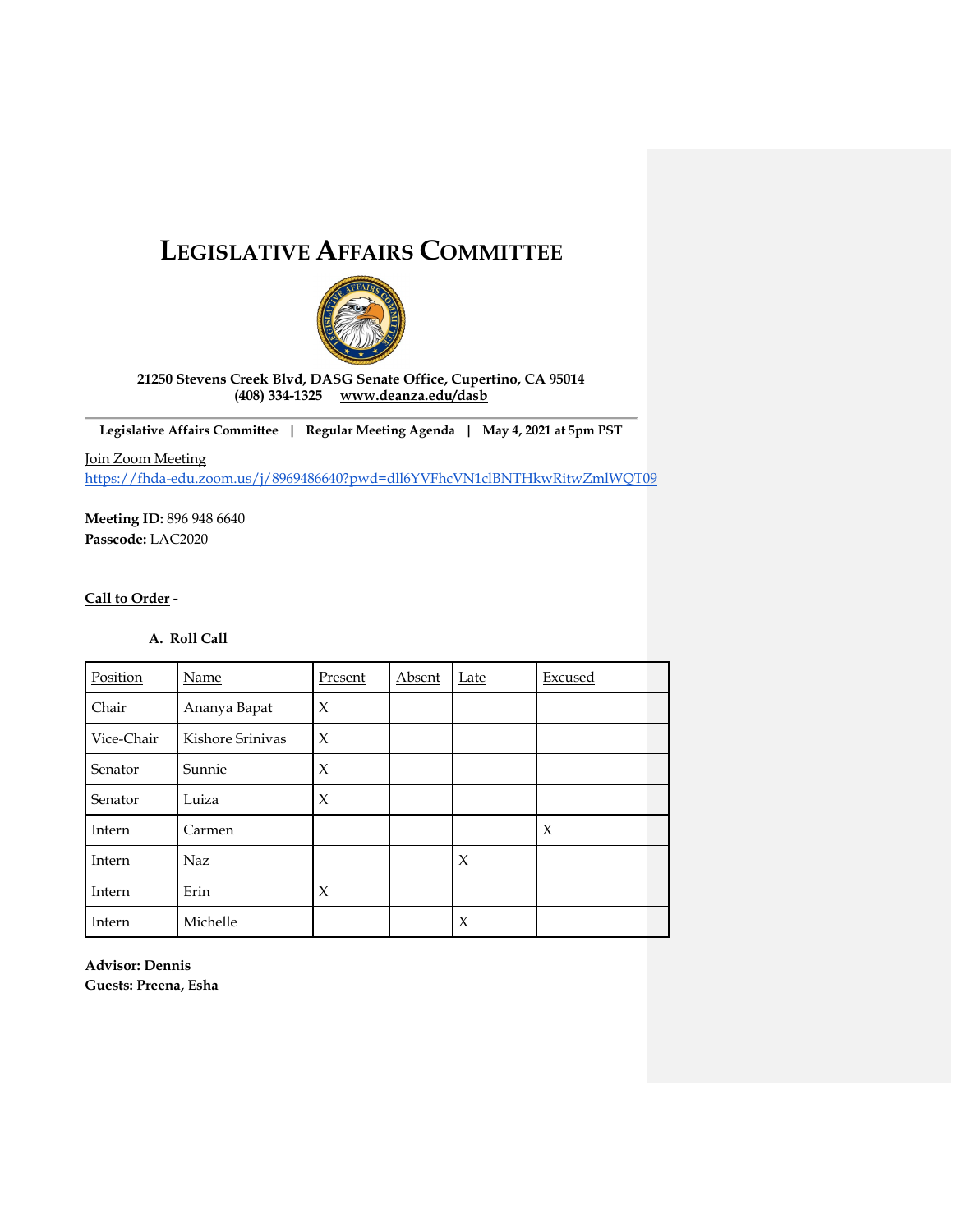# LEGISLATIVE AFFAIRS COMMITTEE

**21250 Stevens Creek Blvd, DASG Senate Office, Cupertino, CA 95014**
**(408) 334-1325 [www.deanza.edu/dasb](www.deanza.edu/dasb)**

**Legislative Affairs Committee | Regular Meeting Agenda | May 4, 2021 at 5pm PST**

Join Zoom Meeting
[https://fhda-edu.zoom.us/j/8969486640?pwd=dll6YVFhcVN1clBNTHkwRitwZmlWQT09](https://fhda-edu.zoom.us/j/8969486640?pwd=dll6YVFhcVN1clBNTHkwRitwZmlWQT09)

**Meeting ID:** 896 948 6640
**Passcode:** LAC2020

**Call to Order -**

**A. Roll Call**

| Position | Name | Present | Absent | Late | Excused |
|---|---|---|---|---|---|
| Chair | Ananya Bapat | X | | | |
| Vice-Chair | Kishore Srinivas | X | | | |
| Senator | Sunnie | X | | | |
| Senator | Luiza | X | | | |
| Intern | Carmen | | | | X |
| Intern | Naz | | | X | |
| Intern | Erin | X | | | |
| Intern | Michelle | | | X | |

**Advisor: Dennis**
**Guests: Preena, Esha**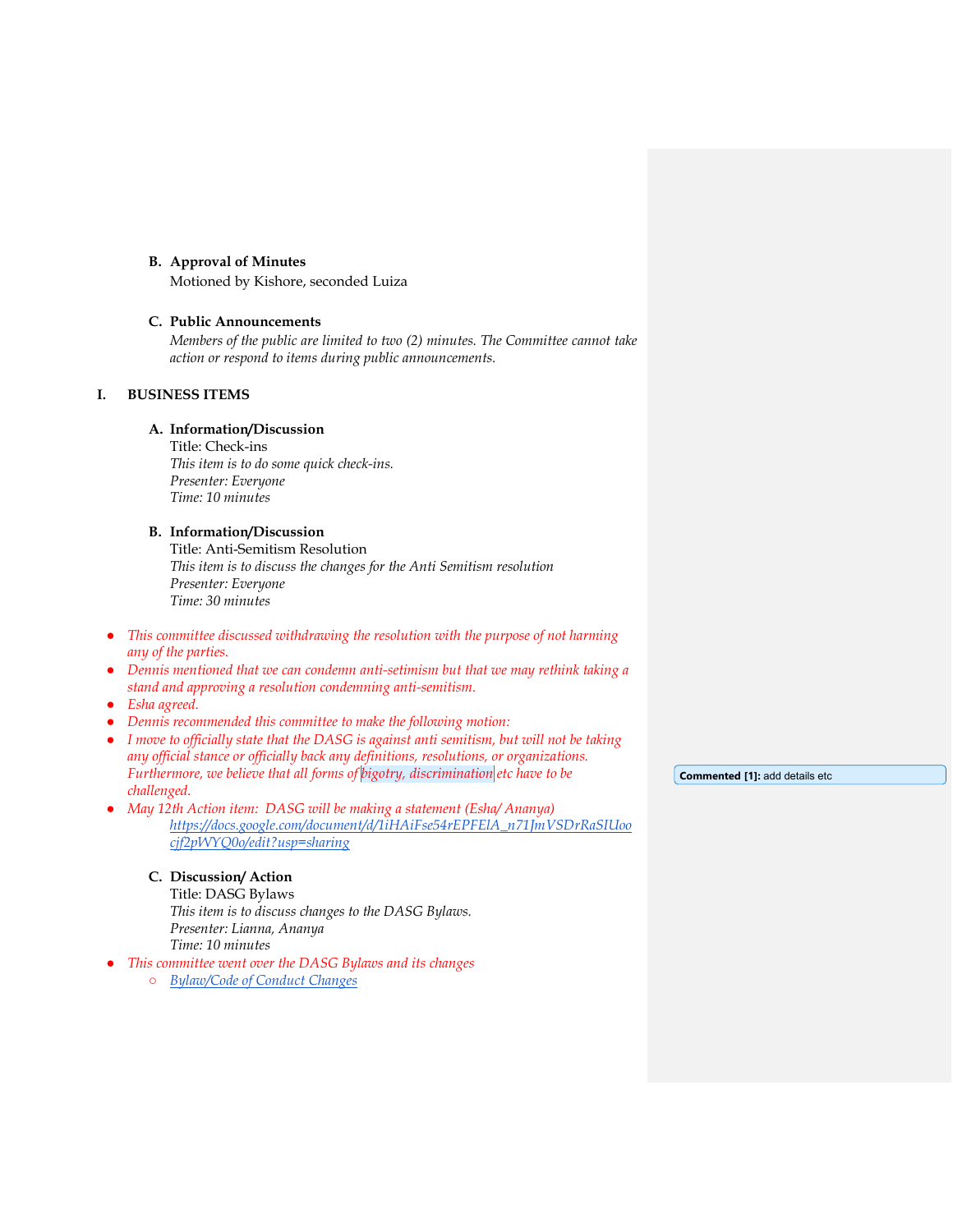**B. Approval of Minutes**

Motioned by Kishore, seconded Luiza

**C. Public Announcements**

*Members of the public are limited to two (2) minutes. The Committee cannot take action or respond to items during public announcements.*

## I. BUSINESS ITEMS

**A. Information/Discussion**

Title: Check-ins

*This item is to do some quick check-ins.*

*Presenter: Everyone*

*Time: 10 minutes*

**B. Information/Discussion**

Title: Anti-Semitism Resolution

*This item is to discuss the changes for the Anti Semitism resolution*

*Presenter: Everyone*

*Time: 30 minutes*

- *This committee discussed withdrawing the resolution with the purpose of not harming any of the parties.*
- *Dennis mentioned that we can condemn anti-setimism but that we may rethink taking a stand and approving a resolution condemning anti-semitism.*
- *Esha agreed.*
- *Dennis recommended this committee to make the following motion:*
- *I move to officially state that the DASG is against anti semitism, but will not be taking any official stance or officially back any definitions, resolutions, or organizations. Furthermore, we believe that all forms of bigotry, discrimination etc have to be challenged.*
- *May 12th Action item: DASG will be making a statement (Esha/ Ananya)*
  - [https://docs.google.com/document/d/1iHAiFse54rEPFElA_n71JmVSDrRaSIUoocjf2pWYQ0o/edit?usp=sharing](https://docs.google.com/document/d/1iHAiFse54rEPFElA_n71JmVSDrRaSIUoocjf2pWYQ0o/edit?usp=sharing)

**Commented [1]:** add details etc

**C. Discussion/ Action**

Title: DASG Bylaws

*This item is to discuss changes to the DASG Bylaws.*

*Presenter: Lianna, Ananya*

*Time: 10 minutes*

- *This committee went over the DASG Bylaws and its changes*
  - *Bylaw/Code of Conduct Changes*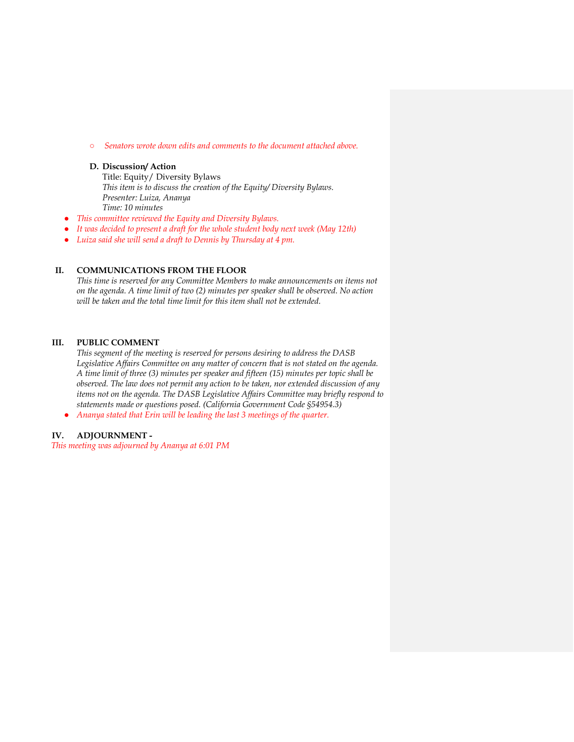- *Senators wrote down edits and comments to the document attached above.*

**D. Discussion/ Action**

Title: Equity/ Diversity Bylaws

*This item is to discuss the creation of the Equity/ Diversity Bylaws.*

*Presenter: Luiza, Ananya*

*Time: 10 minutes*

- *This committee reviewed the Equity and Diversity Bylaws.*
- *It was decided to present a draft for the whole student body next week (May 12th)*
- *Luiza said she will send a draft to Dennis by Thursday at 4 pm.*

## II. COMMUNICATIONS FROM THE FLOOR

*This time is reserved for any Committee Members to make announcements on items not on the agenda. A time limit of two (2) minutes per speaker shall be observed. No action will be taken and the total time limit for this item shall not be extended.*

## III. PUBLIC COMMENT

*This segment of the meeting is reserved for persons desiring to address the DASB Legislative Affairs Committee on any matter of concern that is not stated on the agenda. A time limit of three (3) minutes per speaker and fifteen (15) minutes per topic shall be observed. The law does not permit any action to be taken, nor extended discussion of any items not on the agenda. The DASB Legislative Affairs Committee may briefly respond to statements made or questions posed. (California Government Code §54954.3)*

- *Ananya stated that Erin will be leading the last 3 meetings of the quarter.*

## IV. ADJOURNMENT -

*This meeting was adjourned by Ananya at 6:01 PM*